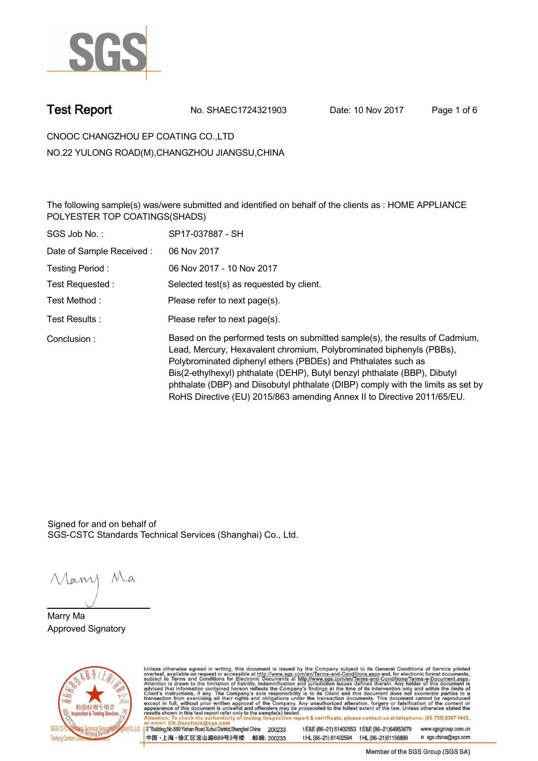# Test Report

No. SHAEC1724321903    Date: 10 Nov 2017

CNOOC CHANGZHOU EP COATING CO.,LTD
NO.22 YULONG ROAD(M),CHANGZHOU JIANGSU,CHINA

The following sample(s) was/were submitted and identified on behalf of the clients as : HOME APPLIANCE POLYESTER TOP COATINGS(SHADS)

| | |
|---|---|
| SGS Job No. : | SP17-037887 - SH |
| Date of Sample Received : | 06 Nov 2017 |
| Testing Period : | 06 Nov 2017 - 10 Nov 2017 |
| Test Requested : | Selected test(s) as requested by client. |
| Test Method : | Please refer to next page(s). |
| Test Results : | Please refer to next page(s). |
| Conclusion : | Based on the performed tests on submitted sample(s), the results of Cadmium, Lead, Mercury, Hexavalent chromium, Polybrominated biphenyls (PBBs), Polybrominated diphenyl ethers (PBDEs) and Phthalates such as Bis(2-ethylhexyl) phthalate (DEHP), Butyl benzyl phthalate (BBP), Dibutyl phthalate (DBP) and Diisobutyl phthalate (DIBP) comply with the limits as set by RoHS Directive (EU) 2015/863 amending Annex II to Directive 2011/65/EU. |

Signed for and on behalf of
SGS-CSTC Standards Technical Services (Shanghai) Co., Ltd.

Marry Ma
Approved Signatory

Unless otherwise agreed in writing, this document is issued by the Company subject to its General Conditions of Service printed overleaf, available on request or accessible at http://www.sgs.com/en/Terms-and-Conditions.aspx and, for electronic format documents, subject to Terms and Conditions for Electronic Documents at http://www.sgs.com/en/Terms-and-Conditions/Terms-e-Document.aspx. Attention is drawn to the limitation of liability, indemnification and jurisdiction issues defined therein. Any holder of this document is advised that information contained hereon reflects the Company's findings at the time of its intervention only and within the limits of Client's instructions, if any. The Company's sole responsibility is to its Client and this document does not exonerate parties to a transaction from exercising all their rights and obligations under the transaction documents. This document cannot be reproduced except in full, without prior written approval of the Company. Any unauthorized alteration, forgery or falsification of the content or appearance of this document is unlawful and offenders may be prosecuted to the fullest extent of the law. Unless otherwise stated the results shown in this test report refer only to the sample(s) tested.
Attention: To check the authenticity of testing /inspection report & certificate, please contact us at telephone: (86-755) 8307 1443, or email: CN.Doccheck@sgs.com

3rd Building,No.889 Yishan Road Xuhui District,Shanghai China 200233 t E&E (86-21) 61402553 f E&E (86-21)64953679 www.sgsgroup.com.cn
中国・上海・徐汇区宜山路889号3号楼 邮编: 200233 t HL (86-21) 61402594 f HL (86-21)61156899 e sgs.china@sgs.com

Member of the SGS Group (SGS SA)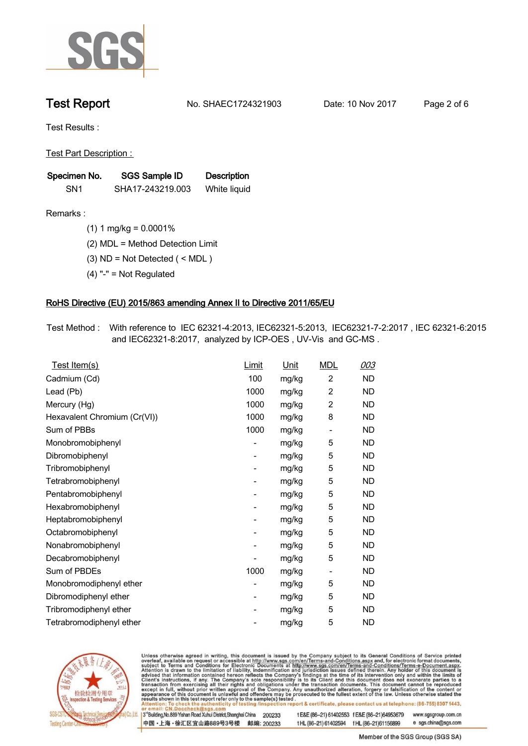# Test Report

No. SHAEC1724321903 Date: 10 Nov 2017

Test Results :

Test Part Description :

| Specimen No. | SGS Sample ID | Description |
|---|---|---|
| SN1 | SHA17-243219.003 | White liquid |

Remarks :

(1) 1 mg/kg = 0.0001%

(2) MDL = Method Detection Limit

(3) ND = Not Detected ( < MDL )

(4) "-" = Not Regulated

## RoHS Directive (EU) 2015/863 amending Annex II to Directive 2011/65/EU

Test Method : With reference to IEC 62321-4:2013, IEC62321-5:2013, IEC62321-7-2:2017 , IEC 62321-6:2015 and IEC62321-8:2017, analyzed by ICP-OES , UV-Vis and GC-MS .

| Test Item(s) | Limit | Unit | MDL | 003 |
|---|---|---|---|---|
| Cadmium (Cd) | 100 | mg/kg | 2 | ND |
| Lead (Pb) | 1000 | mg/kg | 2 | ND |
| Mercury (Hg) | 1000 | mg/kg | 2 | ND |
| Hexavalent Chromium (Cr(VI)) | 1000 | mg/kg | 8 | ND |
| Sum of PBBs | 1000 | mg/kg | - | ND |
| Monobromobiphenyl | - | mg/kg | 5 | ND |
| Dibromobiphenyl | - | mg/kg | 5 | ND |
| Tribromobiphenyl | - | mg/kg | 5 | ND |
| Tetrabromobiphenyl | - | mg/kg | 5 | ND |
| Pentabromobiphenyl | - | mg/kg | 5 | ND |
| Hexabromobiphenyl | - | mg/kg | 5 | ND |
| Heptabromobiphenyl | - | mg/kg | 5 | ND |
| Octabromobiphenyl | - | mg/kg | 5 | ND |
| Nonabromobiphenyl | - | mg/kg | 5 | ND |
| Decabromobiphenyl | - | mg/kg | 5 | ND |
| Sum of PBDEs | 1000 | mg/kg | - | ND |
| Monobromodiphenyl ether | - | mg/kg | 5 | ND |
| Dibromodiphenyl ether | - | mg/kg | 5 | ND |
| Tribromodiphenyl ether | - | mg/kg | 5 | ND |
| Tetrabromodiphenyl ether | - | mg/kg | 5 | ND |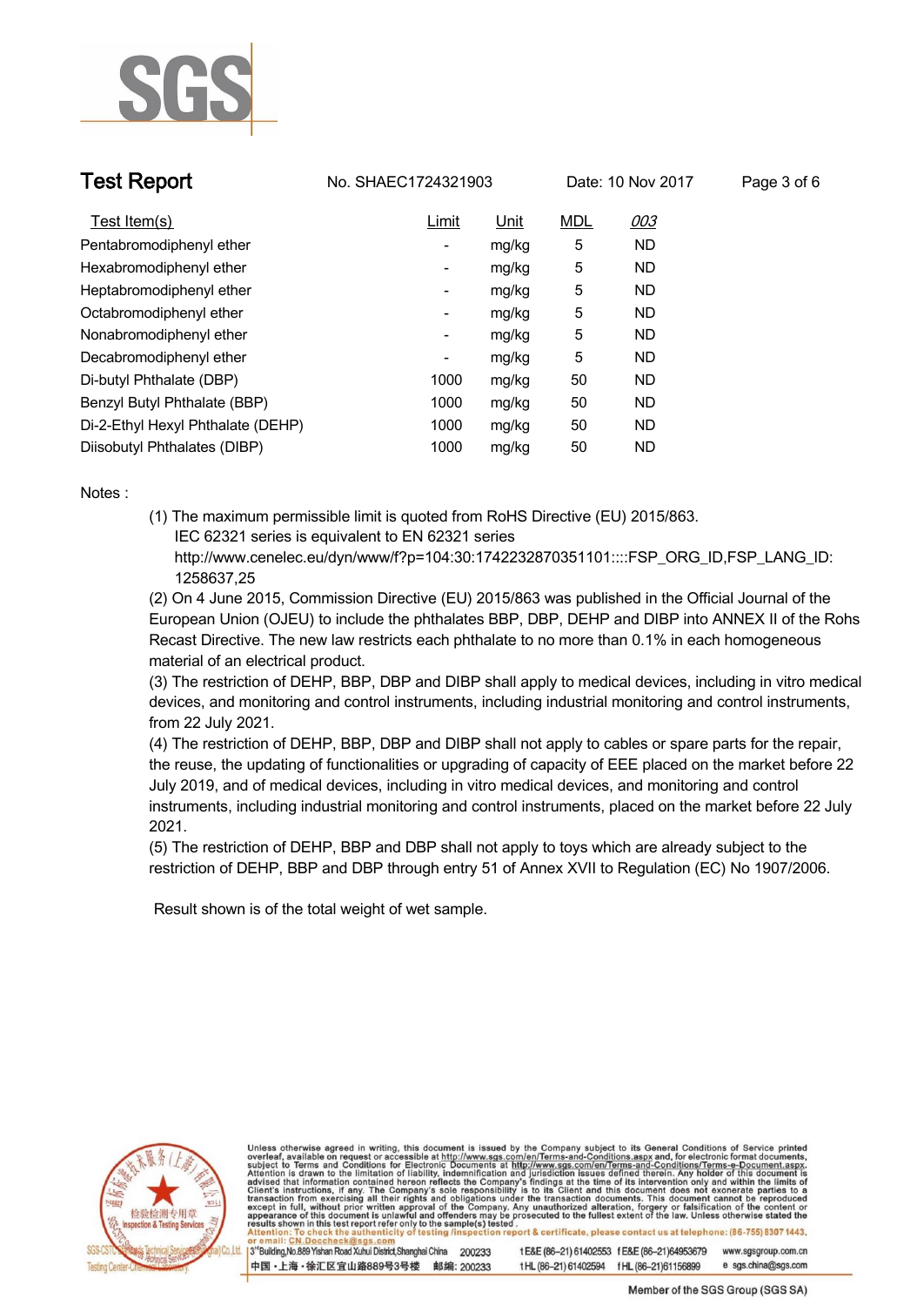## Test Report

No. SHAEC1724321903 Date: 10 Nov 2017

| Test Item(s) | Limit | Unit | MDL | *003* |
|---|---|---|---|---|
| Pentabromodiphenyl ether | - | mg/kg | 5 | ND |
| Hexabromodiphenyl ether | - | mg/kg | 5 | ND |
| Heptabromodiphenyl ether | - | mg/kg | 5 | ND |
| Octabromodiphenyl ether | - | mg/kg | 5 | ND |
| Nonabromodiphenyl ether | - | mg/kg | 5 | ND |
| Decabromodiphenyl ether | - | mg/kg | 5 | ND |
| Di-butyl Phthalate (DBP) | 1000 | mg/kg | 50 | ND |
| Benzyl Butyl Phthalate (BBP) | 1000 | mg/kg | 50 | ND |
| Di-2-Ethyl Hexyl Phthalate (DEHP) | 1000 | mg/kg | 50 | ND |
| Diisobutyl Phthalates (DIBP) | 1000 | mg/kg | 50 | ND |

Notes :

(1) The maximum permissible limit is quoted from RoHS Directive (EU) 2015/863.
IEC 62321 series is equivalent to EN 62321 series
http://www.cenelec.eu/dyn/www/f?p=104:30:1742232870351101::::FSP_ORG_ID,FSP_LANG_ID:1258637,25

(2) On 4 June 2015, Commission Directive (EU) 2015/863 was published in the Official Journal of the European Union (OJEU) to include the phthalates BBP, DBP, DEHP and DIBP into ANNEX II of the Rohs Recast Directive. The new law restricts each phthalate to no more than 0.1% in each homogeneous material of an electrical product.

(3) The restriction of DEHP, BBP, DBP and DIBP shall apply to medical devices, including in vitro medical devices, and monitoring and control instruments, including industrial monitoring and control instruments, from 22 July 2021.

(4) The restriction of DEHP, BBP, DBP and DIBP shall not apply to cables or spare parts for the repair, the reuse, the updating of functionalities or upgrading of capacity of EEE placed on the market before 22 July 2019, and of medical devices, including in vitro medical devices, and monitoring and control instruments, including industrial monitoring and control instruments, placed on the market before 22 July 2021.

(5) The restriction of DEHP, BBP and DBP shall not apply to toys which are already subject to the restriction of DEHP, BBP and DBP through entry 51 of Annex XVII to Regulation (EC) No 1907/2006.

Result shown is of the total weight of wet sample.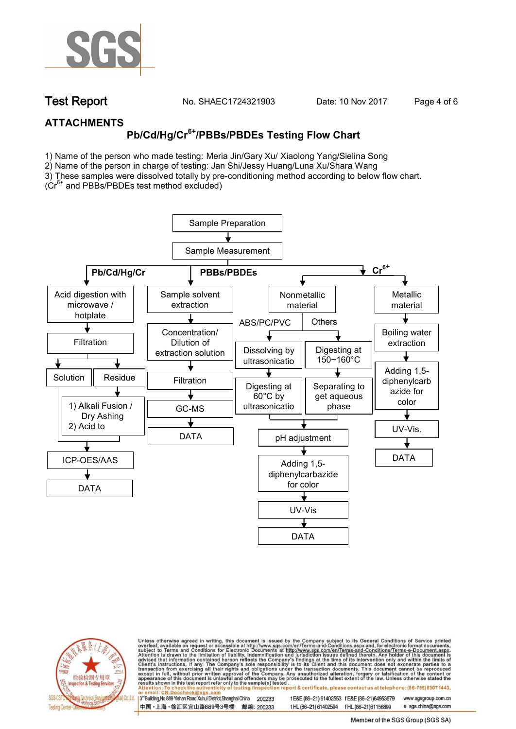**Test Report** No. SHAEC1724321903 Date: 10 Nov 2017

## ATTACHMENTS

### Pb/Cd/Hg/$Cr^{6+}$/PBBs/PBDEs Testing Flow Chart

1) Name of the person who made testing: Meria Jin/Gary Xu/ Xiaolong Yang/Sielina Song
2) Name of the person in charge of testing: Jan Shi/Jessy Huang/Luna Xu/Shara Wang
3) These samples were dissolved totally by pre-conditioning method according to below flow chart. ($Cr^{6+}$ and PBBs/PBDEs test method excluded)

Sample Preparation → Sample Measurement

**Pb/Cd/Hg/Cr**

- Acid digestion with microwave / hotplate
- Filtration
- Solution / Residue
  - Residue → 1) Alkali Fusion / Dry Ashing 2) Acid to
- ICP-OES/AAS
- DATA

**PBBs/PBDEs**

- Sample solvent extraction
- Concentration/ Dilution of extraction solution
- Filtration
- GC-MS
- DATA

**$Cr^{6+}$**

- Nonmetallic material
  - ABS/PC/PVC: Dissolving by ultrasonicatio → Digesting at 60°C by ultrasonicatio
  - Others: Digesting at 150~160°C → Separating to get aqueous phase
  - pH adjustment
  - Adding 1,5-diphenylcarbazide for color
  - UV-Vis
  - DATA
- Metallic material
  - Boiling water extraction
  - Adding 1,5-diphenylcarbazide for color
  - UV-Vis.
  - DATA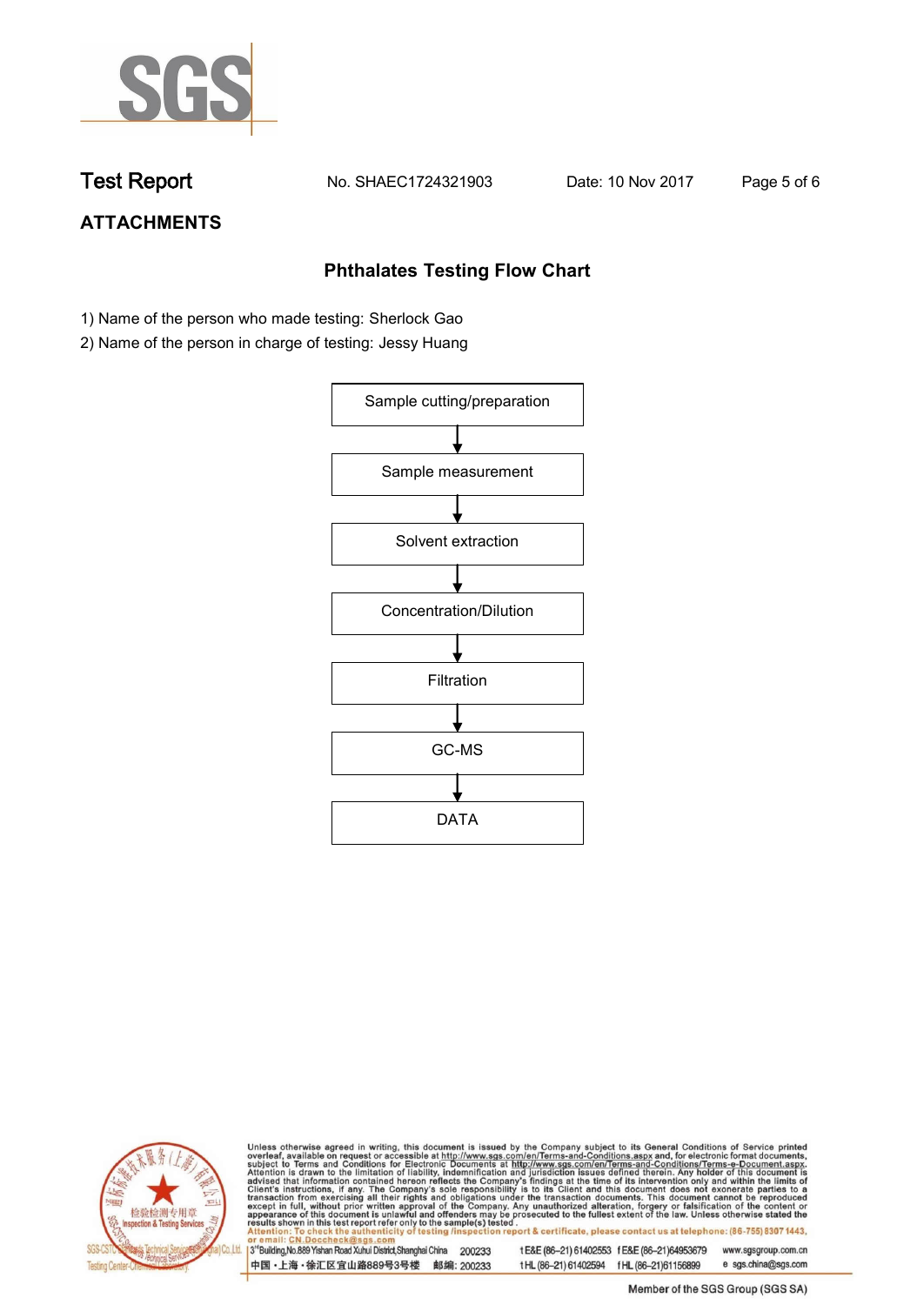## ATTACHMENTS

### Phthalates Testing Flow Chart

1) Name of the person who made testing: Sherlock Gao
2) Name of the person in charge of testing: Jessy Huang

Sample cutting/preparation

↓

Sample measurement

↓

Solvent extraction

↓

Concentration/Dilution

↓

Filtration

↓

GC-MS

↓

DATA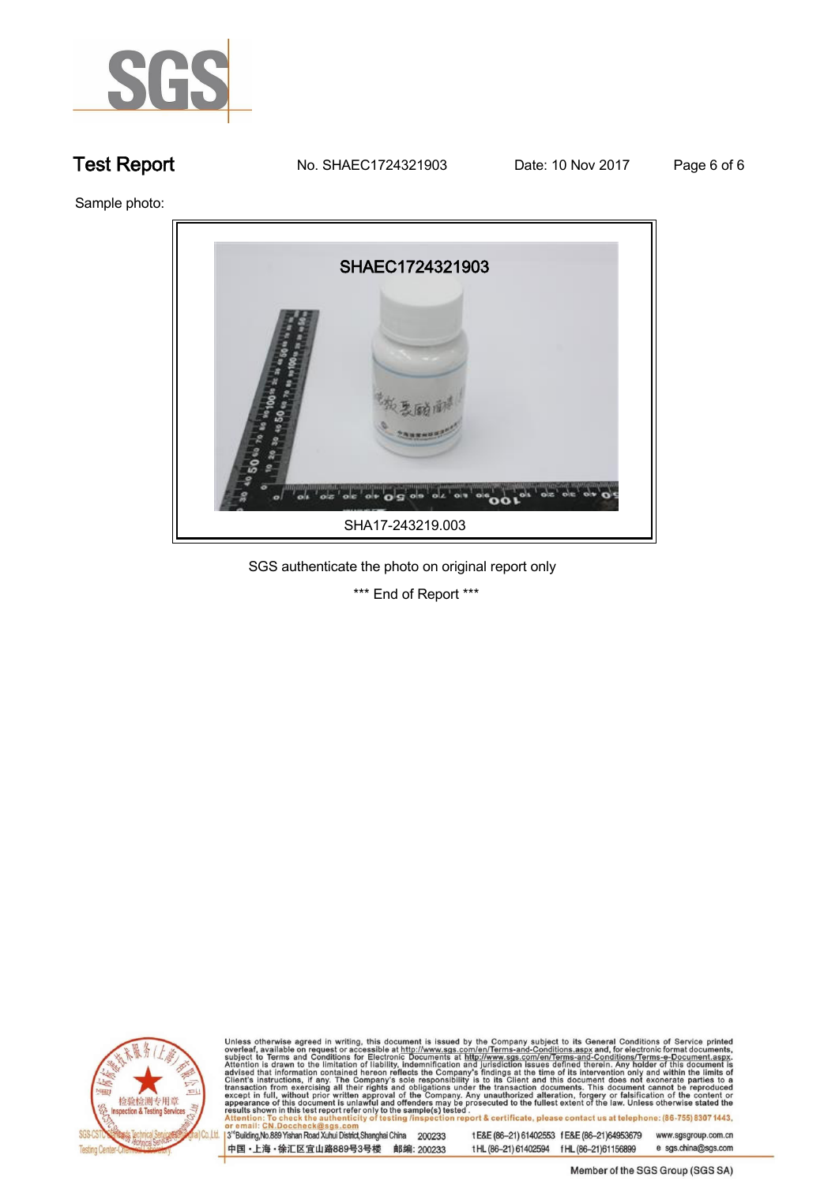# Test Report

No. SHAEC1724321903 Date: 10 Nov 2017

Sample photo:

SHAEC1724321903

SHA17-243219.003

SGS authenticate the photo on original report only

\*\*\* End of Report \*\*\*